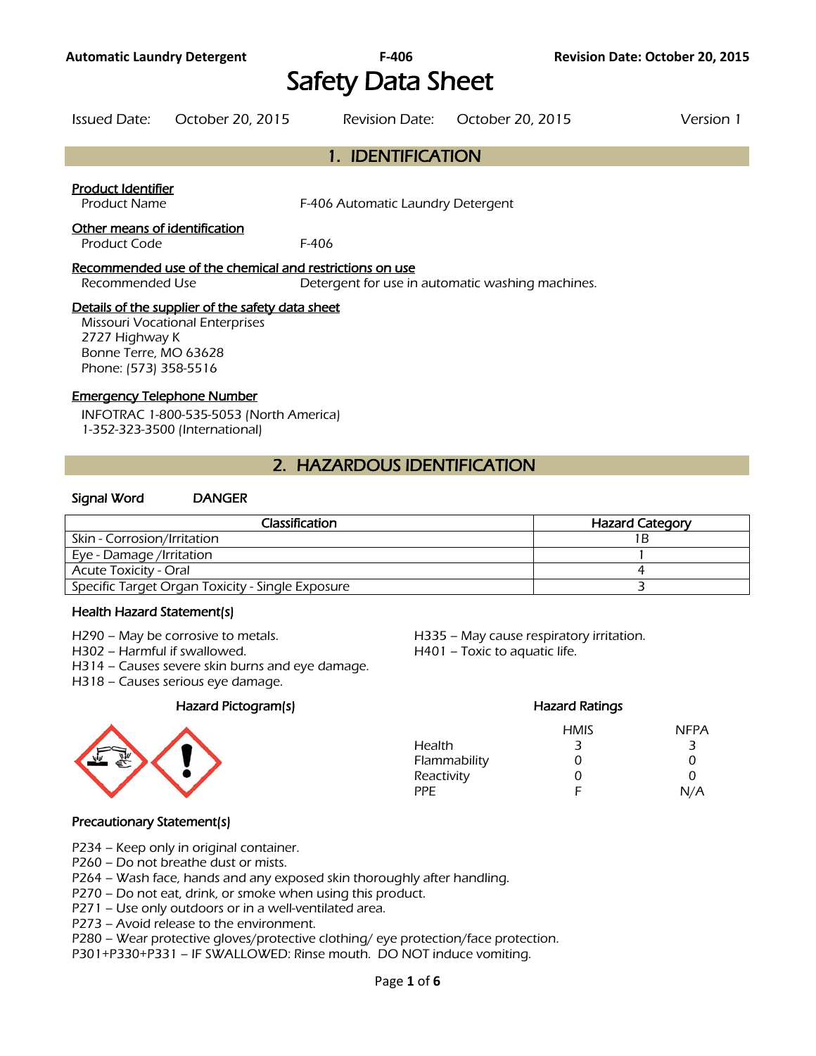# Safety Data Sheet

Issued Date: October 20, 2015 Revision Date: October 20, 2015 Version 1

## 1. IDENTIFICATION

**Product Identifier**

Product Name F-406 Automatic Laundry Detergent

**Other means of identification**

Product Code F-406

**Recommended use of the chemical and restrictions on use**

Recommended Use Detergent for use in automatic washing machines.

**Details of the supplier of the safety data sheet**

Missouri Vocational Enterprises
2727 Highway K
Bonne Terre, MO 63628
Phone: (573) 358-5516

**Emergency Telephone Number**

INFOTRAC 1-800-535-5053 (North America)
1-352-323-3500 (International)

## 2. HAZARDOUS IDENTIFICATION

**Signal Word** DANGER

| Classification | Hazard Category |
|---|---|
| Skin - Corrosion/Irritation | 1B |
| Eye - Damage /Irritation | 1 |
| Acute Toxicity - Oral | 4 |
| Specific Target Organ Toxicity - Single Exposure | 3 |

### Health Hazard Statement(s)

H290 – May be corrosive to metals.
H302 – Harmful if swallowed.
H314 – Causes severe skin burns and eye damage.
H318 – Causes serious eye damage.
H335 – May cause respiratory irritation.
H401 – Toxic to aquatic life.

### Hazard Pictogram(s)

### Hazard Ratings

| | HMIS | NFPA |
|---|---|---|
| Health | 3 | 3 |
| Flammability | 0 | 0 |
| Reactivity | 0 | 0 |
| PPE | F | N/A |

### Precautionary Statement(s)

P234 – Keep only in original container.
P260 – Do not breathe dust or mists.
P264 – Wash face, hands and any exposed skin thoroughly after handling.
P270 – Do not eat, drink, or smoke when using this product.
P271 – Use only outdoors or in a well-ventilated area.
P273 – Avoid release to the environment.
P280 – Wear protective gloves/protective clothing/ eye protection/face protection.
P301+P330+P331 – IF SWALLOWED: Rinse mouth. DO NOT induce vomiting.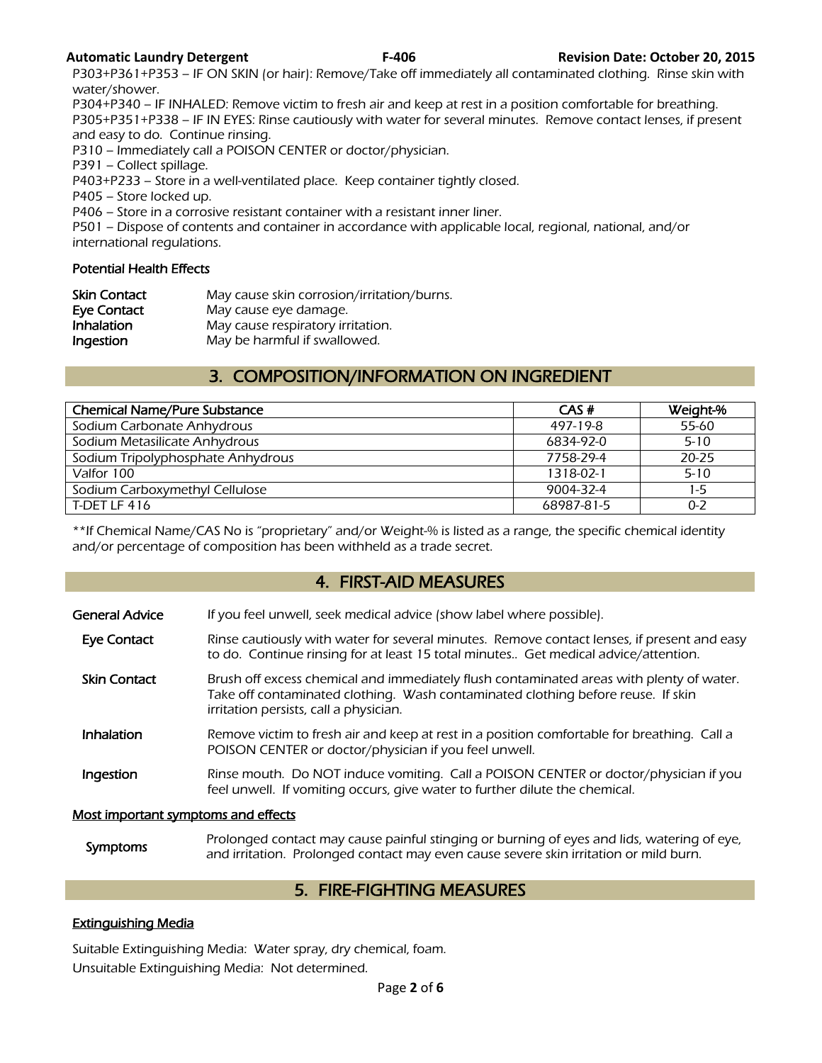P303+P361+P353 – IF ON SKIN (or hair): Remove/Take off immediately all contaminated clothing. Rinse skin with water/shower.
P304+P340 – IF INHALED: Remove victim to fresh air and keep at rest in a position comfortable for breathing.
P305+P351+P338 – IF IN EYES: Rinse cautiously with water for several minutes. Remove contact lenses, if present and easy to do. Continue rinsing.
P310 – Immediately call a POISON CENTER or doctor/physician.
P391 – Collect spillage.
P403+P233 – Store in a well-ventilated place. Keep container tightly closed.
P405 – Store locked up.
P406 – Store in a corrosive resistant container with a resistant inner liner.
P501 – Dispose of contents and container in accordance with applicable local, regional, national, and/or international regulations.

### Potential Health Effects

| | |
|---|---|
| **Skin Contact** | May cause skin corrosion/irritation/burns. |
| **Eye Contact** | May cause eye damage. |
| **Inhalation** | May cause respiratory irritation. |
| **Ingestion** | May be harmful if swallowed. |

## 3. COMPOSITION/INFORMATION ON INGREDIENT

| Chemical Name/Pure Substance | CAS # | Weight-% |
|---|---|---|
| Sodium Carbonate Anhydrous | 497-19-8 | 55-60 |
| Sodium Metasilicate Anhydrous | 6834-92-0 | 5-10 |
| Sodium Tripolyphosphate Anhydrous | 7758-29-4 | 20-25 |
| Valfor 100 | 1318-02-1 | 5-10 |
| Sodium Carboxymethyl Cellulose | 9004-32-4 | 1-5 |
| T-DET LF 416 | 68987-81-5 | 0-2 |

**If Chemical Name/CAS No is "proprietary" and/or Weight-% is listed as a range, the specific chemical identity and/or percentage of composition has been withheld as a trade secret.

## 4. FIRST-AID MEASURES

**General Advice** If you feel unwell, seek medical advice (show label where possible).

**Eye Contact** Rinse cautiously with water for several minutes. Remove contact lenses, if present and easy to do. Continue rinsing for at least 15 total minutes.. Get medical advice/attention.

**Skin Contact** Brush off excess chemical and immediately flush contaminated areas with plenty of water. Take off contaminated clothing. Wash contaminated clothing before reuse. If skin irritation persists, call a physician.

**Inhalation** Remove victim to fresh air and keep at rest in a position comfortable for breathing. Call a POISON CENTER or doctor/physician if you feel unwell.

**Ingestion** Rinse mouth. Do NOT induce vomiting. Call a POISON CENTER or doctor/physician if you feel unwell. If vomiting occurs, give water to further dilute the chemical.

### Most important symptoms and effects

**Symptoms** Prolonged contact may cause painful stinging or burning of eyes and lids, watering of eye, and irritation. Prolonged contact may even cause severe skin irritation or mild burn.

## 5. FIRE-FIGHTING MEASURES

### Extinguishing Media

Suitable Extinguishing Media: Water spray, dry chemical, foam.
Unsuitable Extinguishing Media: Not determined.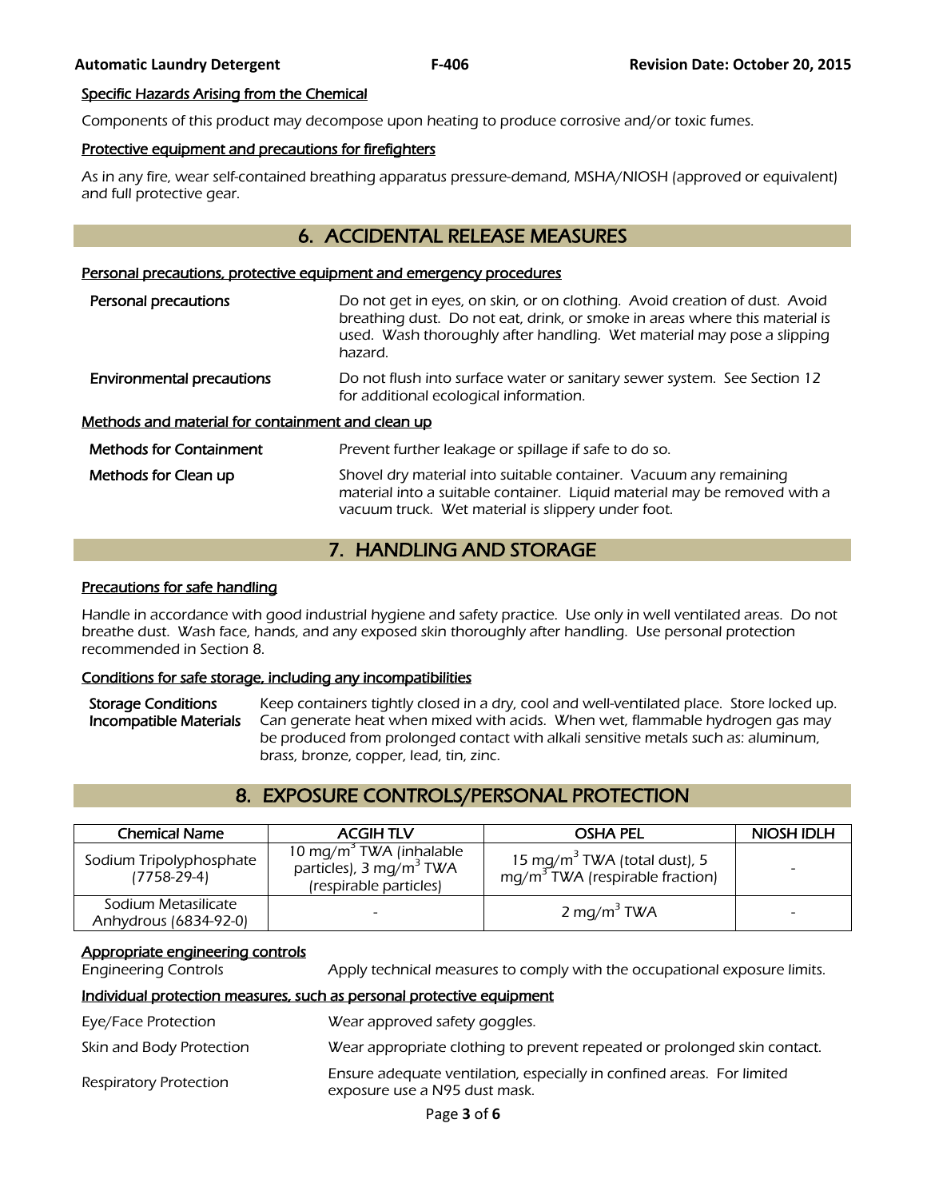#### Specific Hazards Arising from the Chemical

Components of this product may decompose upon heating to produce corrosive and/or toxic fumes.

#### Protective equipment and precautions for firefighters

As in any fire, wear self-contained breathing apparatus pressure-demand, MSHA/NIOSH (approved or equivalent) and full protective gear.

## 6. ACCIDENTAL RELEASE MEASURES

#### Personal precautions, protective equipment and emergency procedures

**Personal precautions** — Do not get in eyes, on skin, or on clothing. Avoid creation of dust. Avoid breathing dust. Do not eat, drink, or smoke in areas where this material is used. Wash thoroughly after handling. Wet material may pose a slipping hazard.

**Environmental precautions** — Do not flush into surface water or sanitary sewer system. See Section 12 for additional ecological information.

#### Methods and material for containment and clean up

**Methods for Containment** — Prevent further leakage or spillage if safe to do so.

**Methods for Clean up** — Shovel dry material into suitable container. Vacuum any remaining material into a suitable container. Liquid material may be removed with a vacuum truck. Wet material is slippery under foot.

## 7. HANDLING AND STORAGE

#### Precautions for safe handling

Handle in accordance with good industrial hygiene and safety practice. Use only in well ventilated areas. Do not breathe the dust. Wash face, hands, and any exposed skin thoroughly after handling. Use personal protection recommended in Section 8.

#### Conditions for safe storage, including any incompatibilities

**Storage Conditions** — Keep containers tightly closed in a dry, cool and well-ventilated place. Store locked up.

**Incompatible Materials** — Can generate heat when mixed with acids. When wet, flammable hydrogen gas may be produced from prolonged contact with alkali sensitive metals such as: aluminum, brass, bronze, copper, lead, tin, zinc.

## 8. EXPOSURE CONTROLS/PERSONAL PROTECTION

| Chemical Name | ACGIH TLV | OSHA PEL | NIOSH IDLH |
|---|---|---|---|
| Sodium Tripolyphosphate (7758-29-4) | 10 mg/m$^3$ TWA (inhalable particles), 3 mg/m$^3$ TWA (respirable particles) | 15 mg/m$^3$ TWA (total dust), 5 mg/m$^3$ TWA (respirable fraction) | - |
| Sodium Metasilicate Anhydrous (6834-92-0) | - | 2 mg/m$^3$ TWA | - |

#### Appropriate engineering controls

Engineering Controls — Apply technical measures to comply with the occupational exposure limits.

#### Individual protection measures, such as personal protective equipment

Eye/Face Protection — Wear approved safety goggles.

Skin and Body Protection — Wear appropriate clothing to prevent repeated or prolonged skin contact.

Respiratory Protection — Ensure adequate ventilation, especially in confined areas. For limited exposure use a N95 dust mask.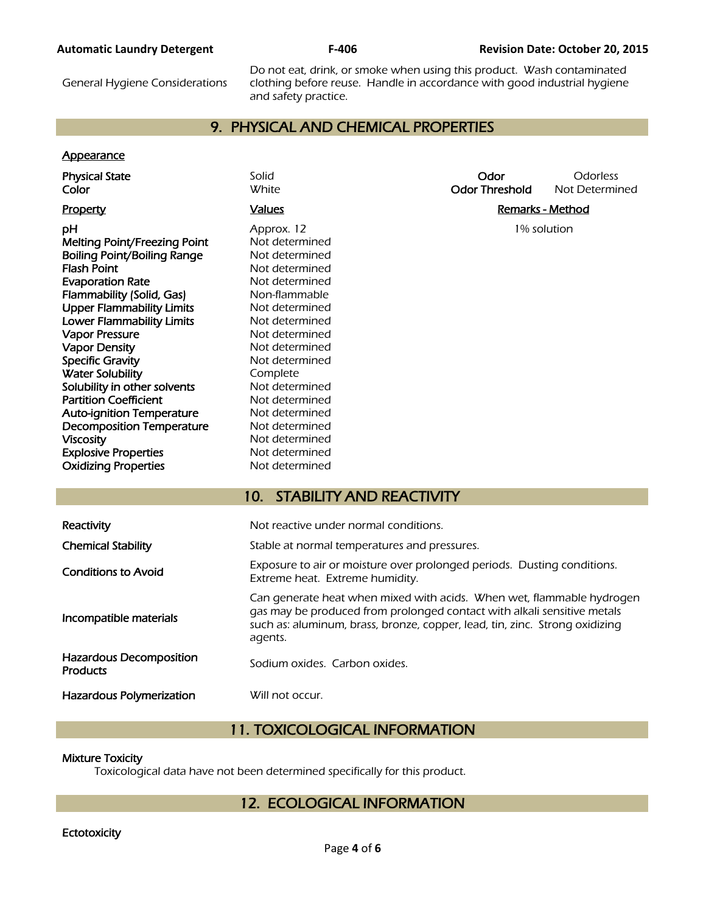| General Hygiene Considerations | Do not eat, drink, or smoke when using this product. Wash contaminated clothing before reuse. Handle in accordance with good industrial hygiene and safety practice. |
|---|---|

## 9. PHYSICAL AND CHEMICAL PROPERTIES

**Appearance**

| | | | |
|---|---|---|---|
| **Physical State** | Solid | **Odor** | Odorless |
| **Color** | White | **Odor Threshold** | Not Determined |

| **Property** | **Values** | **Remarks - Method** |
|---|---|---|
| **pH** | Approx. 12 | 1% solution |
| **Melting Point/Freezing Point** | Not determined | |
| **Boiling Point/Boiling Range** | Not determined | |
| **Flash Point** | Not determined | |
| **Evaporation Rate** | Not determined | |
| **Flammability (Solid, Gas)** | Non-flammable | |
| **Upper Flammability Limits** | Not determined | |
| **Lower Flammability Limits** | Not determined | |
| **Vapor Pressure** | Not determined | |
| **Vapor Density** | Not determined | |
| **Specific Gravity** | Not determined | |
| **Water Solubility** | Complete | |
| **Solubility in other solvents** | Not determined | |
| **Partition Coefficient** | Not determined | |
| **Auto-ignition Temperature** | Not determined | |
| **Decomposition Temperature** | Not determined | |
| **Viscosity** | Not determined | |
| **Explosive Properties** | Not determined | |
| **Oxidizing Properties** | Not determined | |

## 10. STABILITY AND REACTIVITY

| | |
|---|---|
| **Reactivity** | Not reactive under normal conditions. |
| **Chemical Stability** | Stable at normal temperatures and pressures. |
| **Conditions to Avoid** | Exposure to air or moisture over prolonged periods. Dusting conditions. Extreme heat. Extreme humidity. |
| **Incompatible materials** | Can generate heat when mixed with acids. When wet, flammable hydrogen gas may be produced from prolonged contact with alkali sensitive metals such as: aluminum, brass, bronze, copper, lead, tin, zinc. Strong oxidizing agents. |
| **Hazardous Decomposition Products** | Sodium oxides. Carbon oxides. |
| **Hazardous Polymerization** | Will not occur. |

## 11. TOXICOLOGICAL INFORMATION

**Mixture Toxicity**

Toxicological data have not been determined specifically for this product.

## 12. ECOLOGICAL INFORMATION

**Ectotoxicity**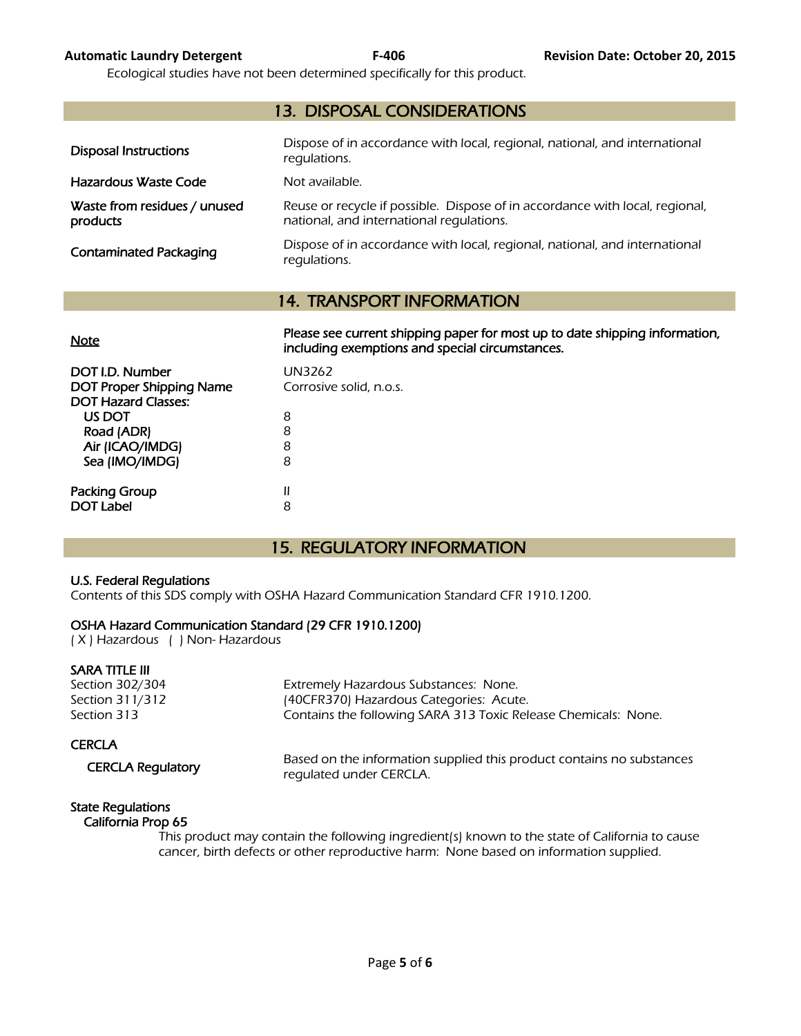Ecological studies have not been determined specifically for this product.

## 13. DISPOSAL CONSIDERATIONS

| | |
|---|---|
| Disposal Instructions | Dispose of in accordance with local, regional, national, and international regulations. |
| Hazardous Waste Code | Not available. |
| Waste from residues / unused products | Reuse or recycle if possible. Dispose of in accordance with local, regional, national, and international regulations. |
| Contaminated Packaging | Dispose of in accordance with local, regional, national, and international regulations. |

## 14. TRANSPORT INFORMATION

| | |
|---|---|
| Note | **Please see current shipping paper for most up to date shipping information, including exemptions and special circumstances.** |
| DOT I.D. Number | UN3262 |
| DOT Proper Shipping Name | Corrosive solid, n.o.s. |
| DOT Hazard Classes: | |
| US DOT | 8 |
| Road (ADR) | 8 |
| Air (ICAO/IMDG) | 8 |
| Sea (IMO/IMDG) | 8 |
| Packing Group | II |
| DOT Label | 8 |

## 15. REGULATORY INFORMATION

**U.S. Federal Regulations**

Contents of this SDS comply with OSHA Hazard Communication Standard CFR 1910.1200.

**OSHA Hazard Communication Standard (29 CFR 1910.1200)**

( X ) Hazardous ( ) Non- Hazardous

**SARA TITLE III**

| | |
|---|---|
| Section 302/304 | Extremely Hazardous Substances: None. |
| Section 311/312 | (40CFR370) Hazardous Categories: Acute. |
| Section 313 | Contains the following SARA 313 Toxic Release Chemicals: None. |

**CERCLA**

| | |
|---|---|
| CERCLA Regulatory | Based on the information supplied this product contains no substances regulated under CERCLA. |

**State Regulations**

**California Prop 65**

This product may contain the following ingredient(s) known to the state of California to cause cancer, birth defects or other reproductive harm: None based on information supplied.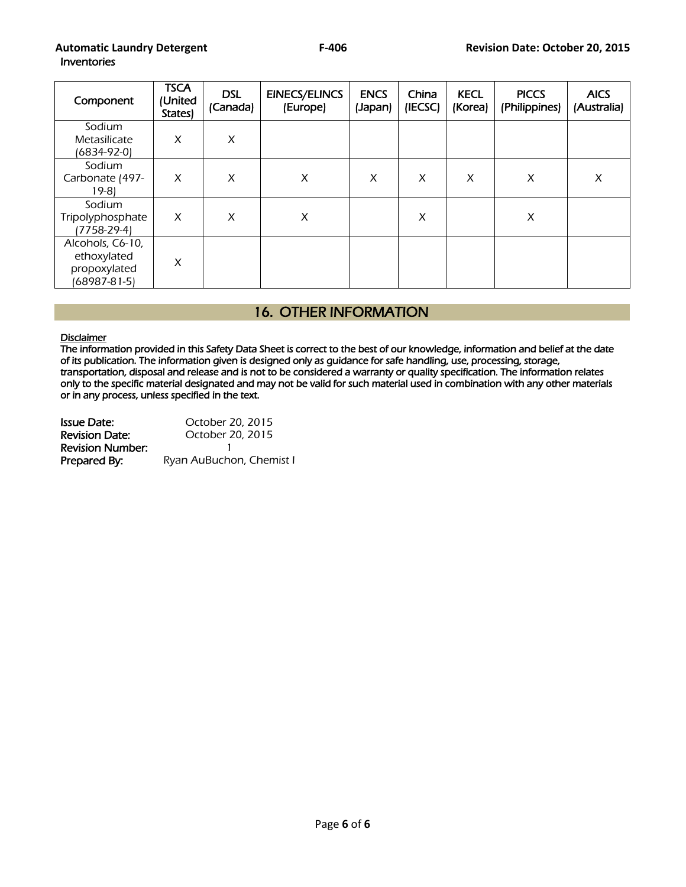Inventories

| Component | TSCA (United States) | DSL (Canada) | EINECS/ELINCS (Europe) | ENCS (Japan) | China (IECSC) | KECL (Korea) | PICCS (Philippines) | AICS (Australia) |
|---|---|---|---|---|---|---|---|---|
| Sodium Metasilicate (6834-92-0) | X | X | | | | | | |
| Sodium Carbonate (497-19-8) | X | X | X | X | X | X | X | X |
| Sodium Tripolyphosphate (7758-29-4) | X | X | X | | X | | X | |
| Alcohols, C6-10, ethoxylated propoxylated (68987-81-5) | X | | | | | | | |

## 16. OTHER INFORMATION

Disclaimer

The information provided in this Safety Data Sheet is correct to the best of our knowledge, information and belief at the date of its publication. The information given is designed only as guidance for safe handling, use, processing, storage, transportation, disposal and release and is not to be considered a warranty or quality specification. The information relates only to the specific material designated and may not be valid for such material used in combination with any other materials or in any process, unless specified in the text.

**Issue Date:** October 20, 2015
**Revision Date:** October 20, 2015
**Revision Number:** 1
**Prepared By:** Ryan AuBuchon, Chemist I